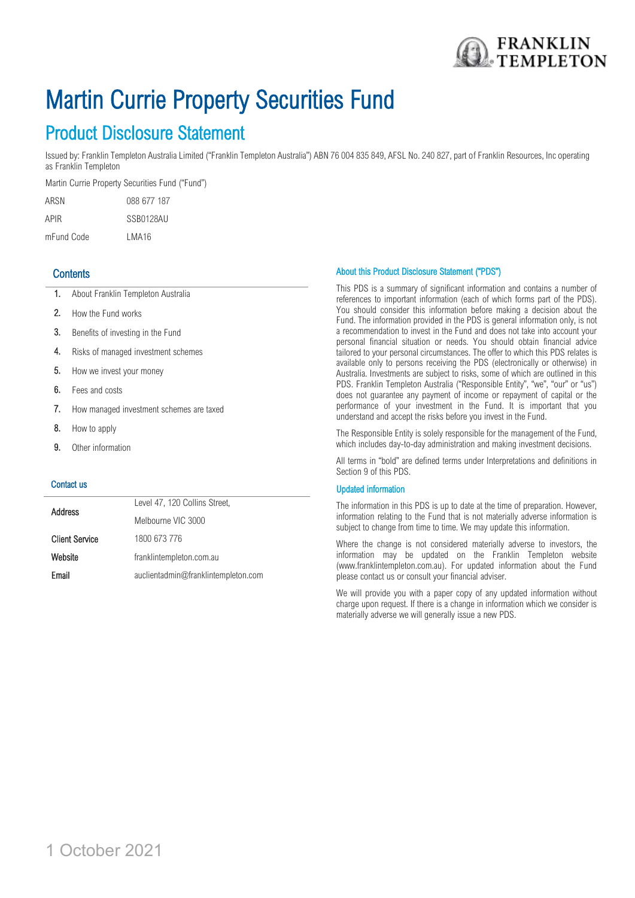# Martin Currie Property Securities Fund

## Product Disclosure Statement

Issued by: Franklin Templeton Australia Limited ("Franklin Templeton Australia") ABN 76 004 835 849, AFSL No. 240 827, part of Franklin Resources, Inc operating as Franklin Templeton

Martin Currie Property Securities Fund ("Fund")

| | |
|---|---|
| ARSN | 088 677 187 |
| APIR | SSB0128AU |
| mFund Code | LMA16 |

### Contents

1. About Franklin Templeton Australia
2. How the Fund works
3. Benefits of investing in the Fund
4. Risks of managed investment schemes
5. How we invest your money
6. Fees and costs
7. How managed investment schemes are taxed
8. How to apply
9. Other information

### Contact us

| | |
|---|---|
| **Address** | Level 47, 120 Collins Street, Melbourne VIC 3000 |
| **Client Service** | 1800 673 776 |
| **Website** | franklintempleton.com.au |
| **Email** | auclientadmin@franklintempleton.com |

### About this Product Disclosure Statement ("PDS")

This PDS is a summary of significant information and contains a number of references to important information (each of which forms part of the PDS). You should consider this information before making a decision about the Fund. The information provided in the PDS is general information only, is not a recommendation to invest in the Fund and does not take into account your personal financial situation or needs. You should obtain financial advice tailored to your personal circumstances. The offer to which this PDS relates is available only to persons receiving the PDS (electronically or otherwise) in Australia. Investments are subject to risks, some of which are outlined in this PDS. Franklin Templeton Australia ("Responsible Entity", "we", "our" or "us") does not guarantee any payment of income or repayment of capital or the performance of your investment in the Fund. It is important that you understand and accept the risks before you invest in the Fund.

The Responsible Entity is solely responsible for the management of the Fund, which includes day-to-day administration and making investment decisions.

All terms in "bold" are defined terms under Interpretations and definitions in Section 9 of this PDS.

### Updated information

The information in this PDS is up to date at the time of preparation. However, information relating to the Fund that is not materially adverse information is subject to change from time to time. We may update this information.

Where the change is not considered materially adverse to investors, the information may be updated on the Franklin Templeton website (www.franklintempleton.com.au). For updated information about the Fund please contact us or consult your financial adviser.

We will provide you with a paper copy of any updated information without charge upon request. If there is a change in information which we consider is materially adverse we will generally issue a new PDS.

1 October 2021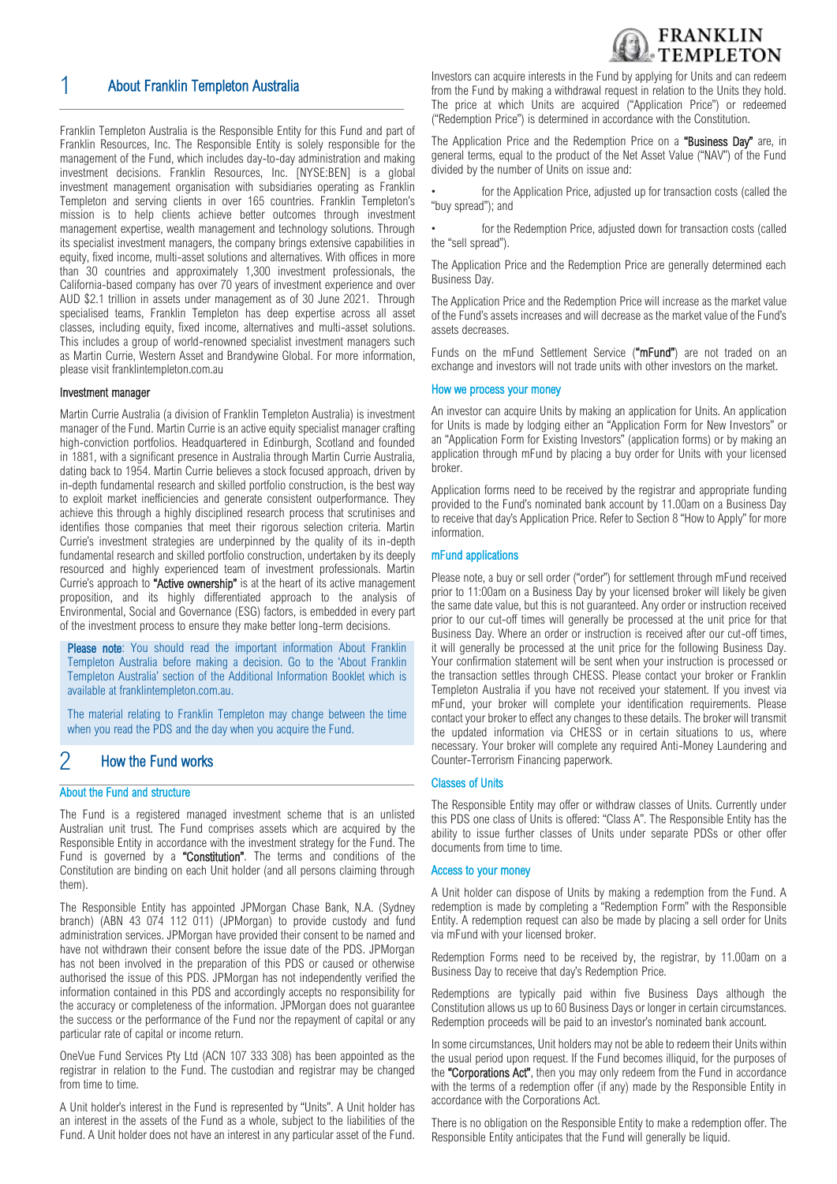## 1 About Franklin Templeton Australia

Franklin Templeton Australia is the Responsible Entity for this Fund and part of Franklin Resources, Inc. The Responsible Entity is solely responsible for the management of the Fund, which includes day-to-day administration and making investment decisions. Franklin Resources, Inc. [NYSE:BEN] is a global investment management organisation with subsidiaries operating as Franklin Templeton and serving clients in over 165 countries. Franklin Templeton's mission is to help clients achieve better outcomes through investment management expertise, wealth management and technology solutions. Through its specialist investment managers, the company brings extensive capabilities in equity, fixed income, multi-asset solutions and alternatives. With offices in more than 30 countries and approximately 1,300 investment professionals, the California-based company has over 70 years of investment experience and over AUD $2.1 trillion in assets under management as of 30 June 2021. Through specialised teams, Franklin Templeton has deep expertise across all asset classes, including equity, fixed income, alternatives and multi-asset solutions. This includes a group of world-renowned specialist investment managers such as Martin Currie, Western Asset and Brandywine Global. For more information, please visit franklintempleton.com.au

### Investment manager

Martin Currie Australia (a division of Franklin Templeton Australia) is investment manager of the Fund. Martin Currie is an active equity specialist manager crafting high-conviction portfolios. Headquartered in Edinburgh, Scotland and founded in 1881, with a significant presence in Australia through Martin Currie Australia, dating back to 1954. Martin Currie believes a stock focused approach, driven by in-depth fundamental research and skilled portfolio construction, is the best way to exploit market inefficiencies and generate consistent outperformance. They achieve this through a highly disciplined research process that scrutinises and identifies those companies that meet their rigorous selection criteria. Martin Currie's investment strategies are underpinned by the quality of its in-depth fundamental research and skilled portfolio construction, undertaken by its deeply resourced and highly experienced team of investment professionals. Martin Currie's approach to **"Active ownership"** is at the heart of its active management proposition, and its highly differentiated approach to the analysis of Environmental, Social and Governance (ESG) factors, is embedded in every part of the investment process to ensure they make better long-term decisions.

**Please note**: You should read the important information About Franklin Templeton Australia before making a decision. Go to the 'About Franklin Templeton Australia' section of the Additional Information Booklet which is available at franklintempleton.com.au.

The material relating to Franklin Templeton may change between the time when you read the PDS and the day when you acquire the Fund.

## 2 How the Fund works

### About the Fund and structure

The Fund is a registered managed investment scheme that is an unlisted Australian unit trust. The Fund comprises assets which are acquired by the Responsible Entity in accordance with the investment strategy for the Fund. The Fund is governed by a **"Constitution"**. The terms and conditions of the Constitution are binding on each Unit holder (and all persons claiming through them).

The Responsible Entity has appointed JPMorgan Chase Bank, N.A. (Sydney branch) (ABN 43 074 112 011) (JPMorgan) to provide custody and fund administration services. JPMorgan have provided their consent to be named and have not withdrawn their consent before the issue date of the PDS. JPMorgan has not been involved in the preparation of this PDS or caused or otherwise authorised the issue of this PDS. JPMorgan has not independently verified the information contained in this PDS and accordingly accepts no responsibility for the accuracy or completeness of the information. JPMorgan does not guarantee the success or the performance of the Fund nor the repayment of capital or any particular rate of capital or income return.

OneVue Fund Services Pty Ltd (ACN 107 333 308) has been appointed as the registrar in relation to the Fund. The custodian and registrar may be changed from time to time.

A Unit holder's interest in the Fund is represented by "Units". A Unit holder has an interest in the assets of the Fund as a whole, subject to the liabilities of the Fund. A Unit holder does not have an interest in any particular asset of the Fund.

Investors can acquire interests in the Fund by applying for Units and can redeem from the Fund by making a withdrawal request in relation to the Units they hold. The price at which Units are acquired ("Application Price") or redeemed ("Redemption Price") is determined in accordance with the Constitution.

The Application Price and the Redemption Price on a **"Business Day"** are, in general terms, equal to the product of the Net Asset Value ("NAV") of the Fund divided by the number of Units on issue and:

- for the Application Price, adjusted up for transaction costs (called the "buy spread"); and
- for the Redemption Price, adjusted down for transaction costs (called the "sell spread").

The Application Price and the Redemption Price are generally determined each Business Day.

The Application Price and the Redemption Price will increase as the market value of the Fund's assets increases and will decrease as the market value of the Fund's assets decreases.

Funds on the mFund Settlement Service (**"mFund"**) are not traded on an exchange and investors will not trade units with other investors on the market.

### How we process your money

An investor can acquire Units by making an application for Units. An application for Units is made by lodging either an "Application Form for New Investors" or an "Application Form for Existing Investors" (application forms) or by making an application through mFund by placing a buy order for Units with your licensed broker.

Application forms need to be received by the registrar and appropriate funding provided to the Fund's nominated bank account by 11.00am on a Business Day to receive that day's Application Price. Refer to Section 8 "How to Apply" for more information.

### mFund applications

Please note, a buy or sell order ("order") for settlement through mFund received prior to 11:00am on a Business Day by your licensed broker will likely be given the same date value, but this is not guaranteed. Any order or instruction received prior to our cut-off times will generally be processed at the unit price for that Business Day. Where an order or instruction is received after our cut-off times, it will generally be processed at the unit price for the following Business Day. Your confirmation statement will be sent when your instruction is processed or the transaction settles through CHESS. Please contact your broker or Franklin Templeton Australia if you have not received your statement. If you invest via mFund, your broker will complete your identification requirements. Please contact your broker to effect any changes to these details. The broker will transmit the updated information via CHESS or in certain situations to us, where necessary. Your broker will complete any required Anti-Money Laundering and Counter-Terrorism Financing paperwork.

### Classes of Units

The Responsible Entity may offer or withdraw classes of Units. Currently under this PDS one class of Units is offered: "Class A". The Responsible Entity has the ability to issue further classes of Units under separate PDSs or other offer documents from time to time.

### Access to your money

A Unit holder can dispose of Units by making a redemption from the Fund. A redemption is made by completing a "Redemption Form" with the Responsible Entity. A redemption request can also be made by placing a sell order for Units via mFund with your licensed broker.

Redemption Forms need to be received by, the registrar, by 11.00am on a Business Day to receive that day's Redemption Price.

Redemptions are typically paid within five Business Days although the Constitution allows us up to 60 Business Days or longer in certain circumstances. Redemption proceeds will be paid to an investor's nominated bank account.

In some circumstances, Unit holders may not be able to redeem their Units within the usual period upon request. If the Fund becomes illiquid, for the purposes of the **"Corporations Act"**, then you may only redeem from the Fund in accordance with the terms of a redemption offer (if any) made by the Responsible Entity in accordance with the Corporations Act.

There is no obligation on the Responsible Entity to make a redemption offer. The Responsible Entity anticipates that the Fund will generally be liquid.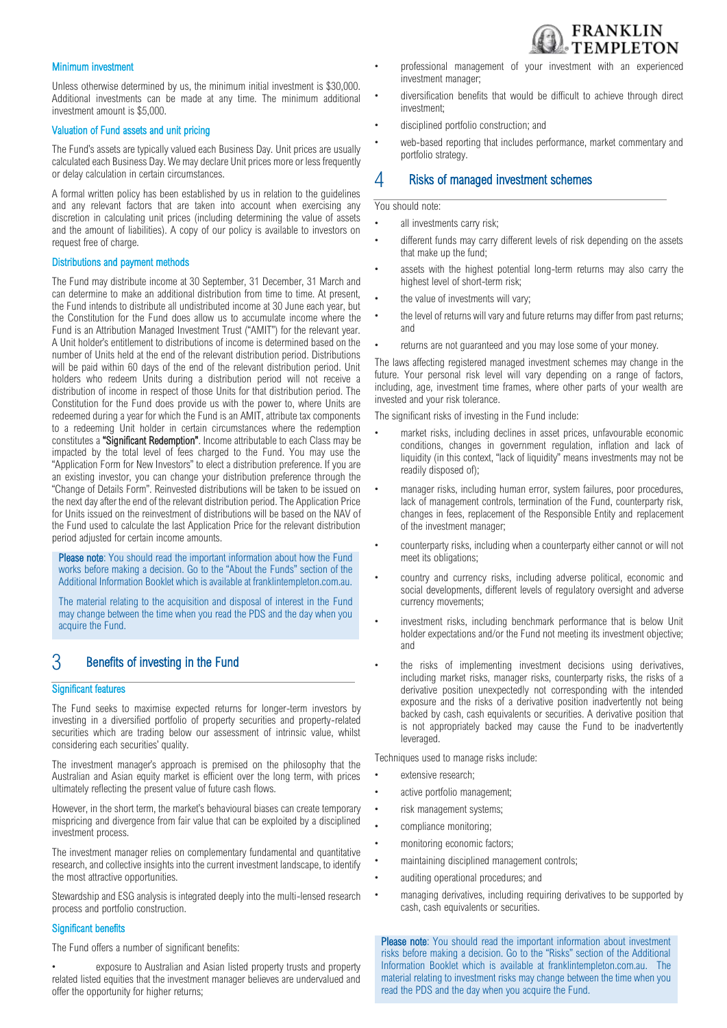### Minimum investment

Unless otherwise determined by us, the minimum initial investment is $30,000. Additional investments can be made at any time. The minimum additional investment amount is $5,000.

### Valuation of Fund assets and unit pricing

The Fund's assets are typically valued each Business Day. Unit prices are usually calculated each Business Day. We may declare Unit prices more or less frequently or delay calculation in certain circumstances.

A formal written policy has been established by us in relation to the guidelines and any relevant factors that are taken into account when exercising any discretion in calculating unit prices (including determining the value of assets and the amount of liabilities). A copy of our policy is available to investors on request free of charge.

### Distributions and payment methods

The Fund may distribute income at 30 September, 31 December, 31 March and can determine to make an additional distribution from time to time. At present, the Fund intends to distribute all undistributed income at 30 June each year, but the Constitution for the Fund does allow us to accumulate income where the Fund is an Attribution Managed Investment Trust ("AMIT") for the relevant year. A Unit holder's entitlement to distributions of income is determined based on the number of Units held at the end of the relevant distribution period. Distributions will be paid within 60 days of the end of the relevant distribution period. Unit holders who redeem Units during a distribution period will not receive a distribution of income in respect of those Units for that distribution period. The Constitution for the Fund does provide us with the power to, where Units are redeemed during a year for which the Fund is an AMIT, attribute tax components to a redeeming Unit holder in certain circumstances where the redemption constitutes a **"Significant Redemption"**. Income attributable to each Class may be impacted by the total level of fees charged to the Fund. You may use the "Application Form for New Investors" to elect a distribution preference. If you are an existing investor, you can change your distribution preference through the "Change of Details Form". Reinvested distributions will be taken to be issued on the next day after the end of the relevant distribution period. The Application Price for Units issued on the reinvestment of distributions will be based on the NAV of the Fund used to calculate the last Application Price for the relevant distribution period adjusted for certain income amounts.

> **Please note**: You should read the important information about how the Fund works before making a decision. Go to the "About the Funds" section of the Additional Information Booklet which is available at franklintempleton.com.au.
>
> The material relating to the acquisition and disposal of interest in the Fund may change between the time when you read the PDS and the day when you acquire the Fund.

## 3 Benefits of investing in the Fund

### Significant features

The Fund seeks to maximise expected returns for longer-term investors by investing in a diversified portfolio of property securities and property-related securities which are trading below our assessment of intrinsic value, whilst considering each securities' quality.

The investment manager's approach is premised on the philosophy that the Australian and Asian equity market is efficient over the long term, with prices ultimately reflecting the present value of future cash flows.

However, in the short term, the market's behavioural biases can create temporary mispricing and divergence from fair value that can be exploited by a disciplined investment process.

The investment manager relies on complementary fundamental and quantitative research, and collective insights into the current investment landscape, to identify the most attractive opportunities.

Stewardship and ESG analysis is integrated deeply into the multi-lensed research process and portfolio construction.

### Significant benefits

The Fund offers a number of significant benefits:

- exposure to Australian and Asian listed property trusts and property related listed equities that the investment manager believes are undervalued and offer the opportunity for higher returns;
- professional management of your investment with an experienced investment manager;
- diversification benefits that would be difficult to achieve through direct investment;
- disciplined portfolio construction; and
- web-based reporting that includes performance, market commentary and portfolio strategy.

## 4 Risks of managed investment schemes

You should note:

- all investments carry risk;
- different funds may carry different levels of risk depending on the assets that make up the fund;
- assets with the highest potential long-term returns may also carry the highest level of short-term risk;
- the value of investments will vary;
- the level of returns will vary and future returns may differ from past returns; and
- returns are not guaranteed and you may lose some of your money.

The laws affecting registered managed investment schemes may change in the future. Your personal risk level will vary depending on a range of factors, including, age, investment time frames, where other parts of your wealth are invested and your risk tolerance.

The significant risks of investing in the Fund include:

- market risks, including declines in asset prices, unfavourable economic conditions, changes in government regulation, inflation and lack of liquidity (in this context, "lack of liquidity" means investments may not be readily disposed of);
- manager risks, including human error, system failures, poor procedures, lack of management controls, termination of the Fund, counterparty risk, changes in fees, replacement of the Responsible Entity and replacement of the investment manager;
- counterparty risks, including when a counterparty either cannot or will not meet its obligations;
- country and currency risks, including adverse political, economic and social developments, different levels of regulatory oversight and adverse currency movements;
- investment risks, including benchmark performance that is below Unit holder expectations and/or the Fund not meeting its investment objective; and
- the risks of implementing investment decisions using derivatives, including market risks, manager risks, counterparty risks, the risks of a derivative position unexpectedly not corresponding with the intended exposure and the risks of a derivative position inadvertently not being backed by cash, cash equivalents or securities. A derivative position that is not appropriately backed may cause the Fund to be inadvertently leveraged.

Techniques used to manage risks include:

- extensive research;
- active portfolio management;
- risk management systems;
- compliance monitoring;
- monitoring economic factors;
- maintaining disciplined management controls;
- auditing operational procedures; and
- managing derivatives, including requiring derivatives to be supported by cash, cash equivalents or securities.

> **Please note**: You should read the important information about investment risks before making a decision. Go to the "Risks" section of the Additional Information Booklet which is available at franklintempleton.com.au. The material relating to investment risks may change between the time when you read the PDS and the day when you acquire the Fund.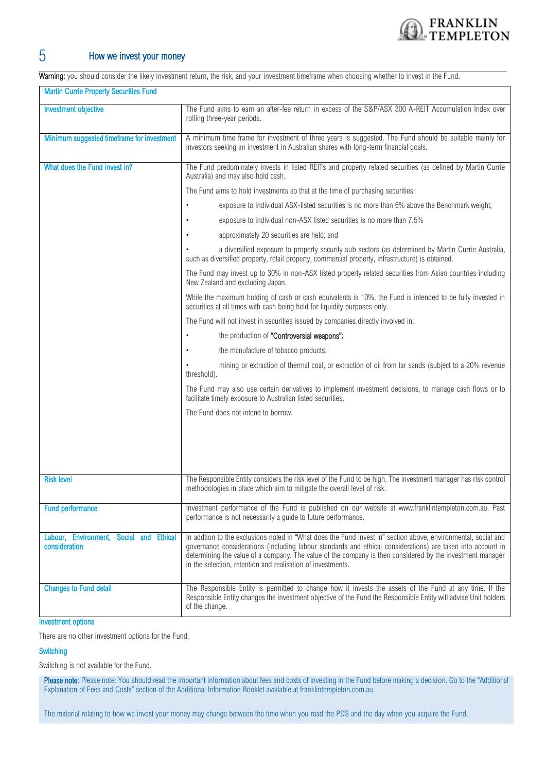## 5 How we invest your money

**Warning:** you should consider the likely investment return, the risk, and your investment timeframe when choosing whether to invest in the Fund.

| Martin Currie Property Securities Fund | |
|---|---|
| Investment objective | The Fund aims to earn an after-fee return in excess of the S&P/ASX 300 A-REIT Accumulation Index over rolling three-year periods. |
| Minimum suggested timeframe for investment | A minimum time frame for investment of three years is suggested. The Fund should be suitable mainly for investors seeking an investment in Australian shares with long-term financial goals. |
| What does the Fund invest in? | The Fund predominately invests in listed REITs and property related securities (as defined by Martin Currie Australia) and may also hold cash.<br><br>The Fund aims to hold investments so that at the time of purchasing securities:<br>• exposure to individual ASX-listed securities is no more than 6% above the Benchmark weight;<br>• exposure to individual non-ASX listed securities is no more than 7.5%<br>• approximately 20 securities are held; and<br>• a diversified exposure to property security sub sectors (as determined by Martin Currie Australia, such as diversified property, retail property, commercial property, infrastructure) is obtained.<br><br>The Fund may invest up to 30% in non-ASX listed property related securities from Asian countries including New Zealand and excluding Japan.<br><br>While the maximum holding of cash or cash equivalents is 10%, the Fund is intended to be fully invested in securities at all times with cash being held for liquidity purposes only.<br><br>The Fund will not invest in securities issued by companies directly involved in:<br>• the production of **"Controversial weapons"**;<br>• the manufacture of tobacco products;<br>• mining or extraction of thermal coal, or extraction of oil from tar sands (subject to a 20% revenue threshold).<br><br>The Fund may also use certain derivatives to implement investment decisions, to manage cash flows or to facilitate timely exposure to Australian listed securities.<br><br>The Fund does not intend to borrow. |
| Risk level | The Responsible Entity considers the risk level of the Fund to be high. The investment manager has risk control methodologies in place which aim to mitigate the overall level of risk. |
| Fund performance | Investment performance of the Fund is published on our website at www.franklintempleton.com.au. Past performance is not necessarily a guide to future performance. |
| Labour, Environment, Social and Ethical consideration | In addtion to the exclusions noted in "What does the Fund invest in" section above, environmental, social and governance considerations (including labour standards and ethical considerations) are taken into account in determining the value of a company. The value of the company is then considered by the investment manager in the selection, retention and realisation of investments. |
| Changes to Fund detail | The Responsible Entity is permitted to change how it invests the assets of the Fund at any time. If the Responsible Entity changes the investment objective of the Fund the Responsible Entity will advise Unit holders of the change. |

### Investment options

There are no other investment options for the Fund.

### Switching

Switching is not available for the Fund.

**Please note**: Please note: You should read the important information about fees and costs of investing in the Fund before making a decision. Go to the "Additional Explanation of Fees and Costs" section of the Additional Information Booklet available at franklintempleton.com.au.

The material relating to how we invest your money may change between the time when you read the PDS and the day when you acquire the Fund.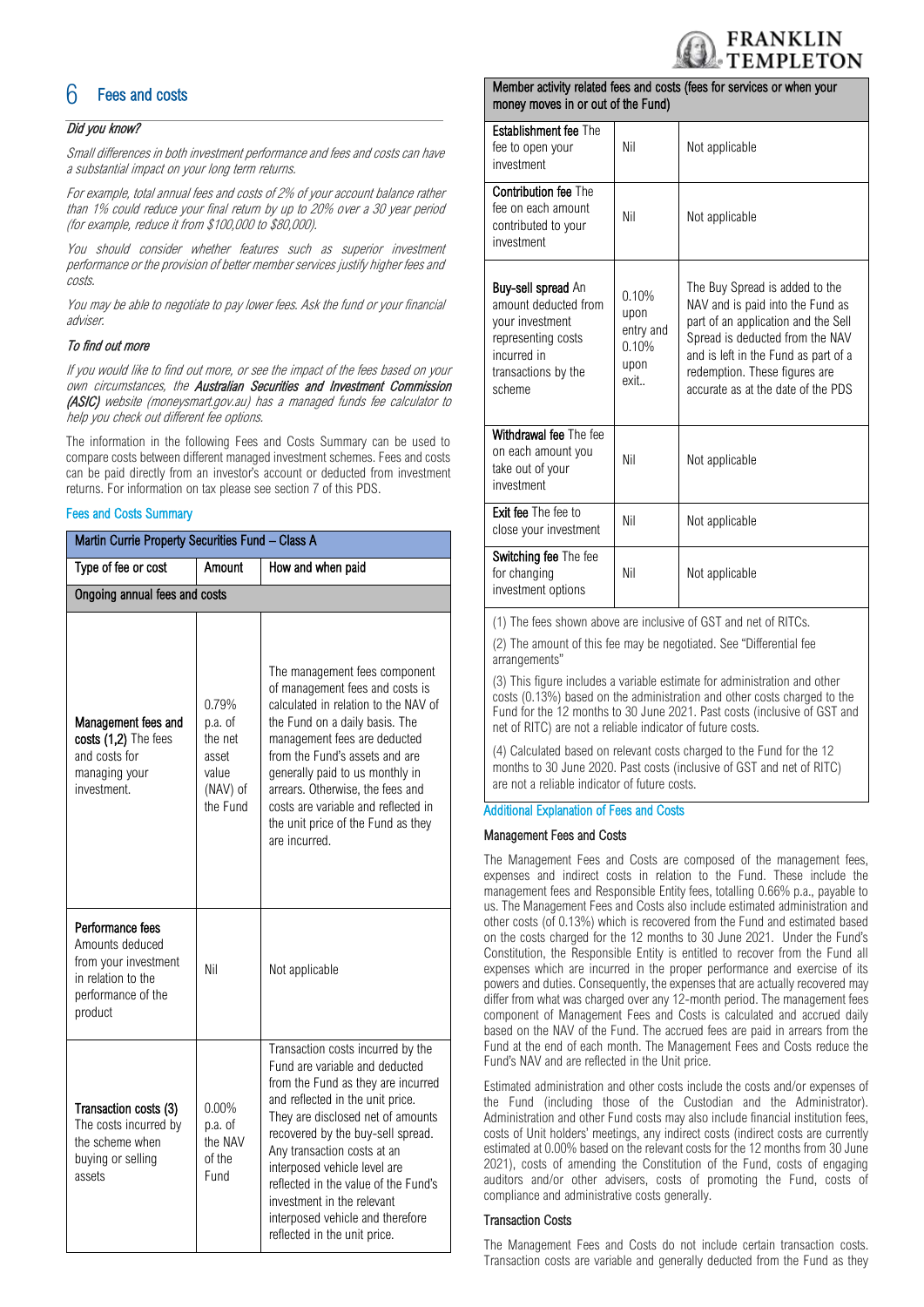## 6 Fees and costs

### *Did you know?*

*Small differences in both investment performance and fees and costs can have a substantial impact on your long term returns.*

*For example, total annual fees and costs of 2% of your account balance rather than 1% could reduce your final return by up to 20% over a 30 year period (for example, reduce it from $100,000 to $80,000).*

*You should consider whether features such as superior investment performance or the provision of better member services justify higher fees and costs.*

*You may be able to negotiate to pay lower fees. Ask the fund or your financial adviser.*

### *To find out more*

*If you would like to find out more, or see the impact of the fees based on your own circumstances, the* ***Australian Securities and Investment Commission (ASIC)*** *website (moneysmart.gov.au) has a managed funds fee calculator to help you check out different fee options.*

The information in the following Fees and Costs Summary can be used to compare costs between different managed investment schemes. Fees and costs can be paid directly from an investor's account or deducted from investment returns. For information on tax please see section 7 of this PDS.

### Fees and Costs Summary

| Martin Currie Property Securities Fund – Class A | | |
|---|---|---|
| **Type of fee or cost** | **Amount** | **How and when paid** |
| **Ongoing annual fees and costs** | | |
| **Management fees and costs (1,2)** The fees and costs for managing your investment. | 0.79% p.a. of the net asset value (NAV) of the Fund | The management fees component of management fees and costs is calculated in relation to the NAV of the Fund on a daily basis. The management fees are deducted from the Fund's assets and are generally paid to us monthly in arrears. Otherwise, the fees and costs are variable and reflected in the unit price of the Fund as they are incurred. |
| **Performance fees** Amounts deducted from your investment in relation to the performance of the product | Nil | Not applicable |
| **Transaction costs (3)** The costs incurred by the scheme when buying or selling assets | 0.00% p.a. of the NAV of the Fund | Transaction costs incurred by the Fund are variable and deducted from the Fund as they are incurred and reflected in the unit price. They are disclosed net of amounts recovered by the buy-sell spread. Any transaction costs at an interposed vehicle level are reflected in the value of the Fund's investment in the relevant interposed vehicle and therefore reflected in the unit price. |
| **Member activity related fees and costs (fees for services or when your money moves in or out of the Fund)** | | |
| **Establishment fee** The fee to open your investment | Nil | Not applicable |
| **Contribution fee** The fee on each amount contributed to your investment | Nil | Not applicable |
| **Buy-sell spread** An amount deducted from your investment representing costs incurred in transactions by the scheme | 0.10% upon entry and 0.10% upon exit.. | The Buy Spread is added to the NAV and is paid into the Fund as part of an application and the Sell Spread is deducted from the NAV and is left in the Fund as part of a redemption. These figures are accurate as at the date of the PDS |
| **Withdrawal fee** The fee on each amount you take out of your investment | Nil | Not applicable |
| **Exit fee** The fee to close your investment | Nil | Not applicable |
| **Switching fee** The fee for changing investment options | Nil | Not applicable |

(1) The fees shown above are inclusive of GST and net of RITCs.

(2) The amount of this fee may be negotiated. See "Differential fee arrangements"

(3) This figure includes a variable estimate for administration and other costs (0.13%) based on the administration and other costs charged to the Fund for the 12 months to 30 June 2021. Past costs (inclusive of GST and net of RITC) are not a reliable indicator of future costs.

(4) Calculated based on relevant costs charged to the Fund for the 12 months to 30 June 2020. Past costs (inclusive of GST and net of RITC) are not a reliable indicator of future costs.

### Additional Explanation of Fees and Costs

#### Management Fees and Costs

The Management Fees and Costs are composed of the management fees, expenses and indirect costs in relation to the Fund. These include the management fees and Responsible Entity fees, totalling 0.66% p.a., payable to us. The Management Fees and Costs also include estimated administration and other costs (of 0.13%) which is recovered from the Fund and estimated based on the costs charged for the 12 months to 30 June 2021. Under the Fund's Constitution, the Responsible Entity is entitled to recover from the Fund all expenses which are incurred in the proper performance and exercise of its powers and duties. Consequently, the expenses that are actually recovered may differ from what was charged over any 12-month period. The management fees component of Management Fees and Costs is calculated and accrued daily based on the NAV of the Fund. The accrued fees are paid in arrears from the Fund at the end of each month. The Management Fees and Costs reduce the Fund's NAV and are reflected in the Unit price.

Estimated administration and other costs include the costs and/or expenses of the Fund (including those of the Custodian and the Administrator). Administration and other Fund costs may also include financial institution fees, costs of Unit holders' meetings, any indirect costs (indirect costs are currently estimated at 0.00% based on the relevant costs for the 12 months from 30 June 2021), costs of amending the Constitution of the Fund, costs of engaging auditors and/or other advisers, costs of promoting the Fund, costs of compliance and administrative costs generally.

#### Transaction Costs

The Management Fees and Costs do not include certain transaction costs. Transaction costs are variable and generally deducted from the Fund as they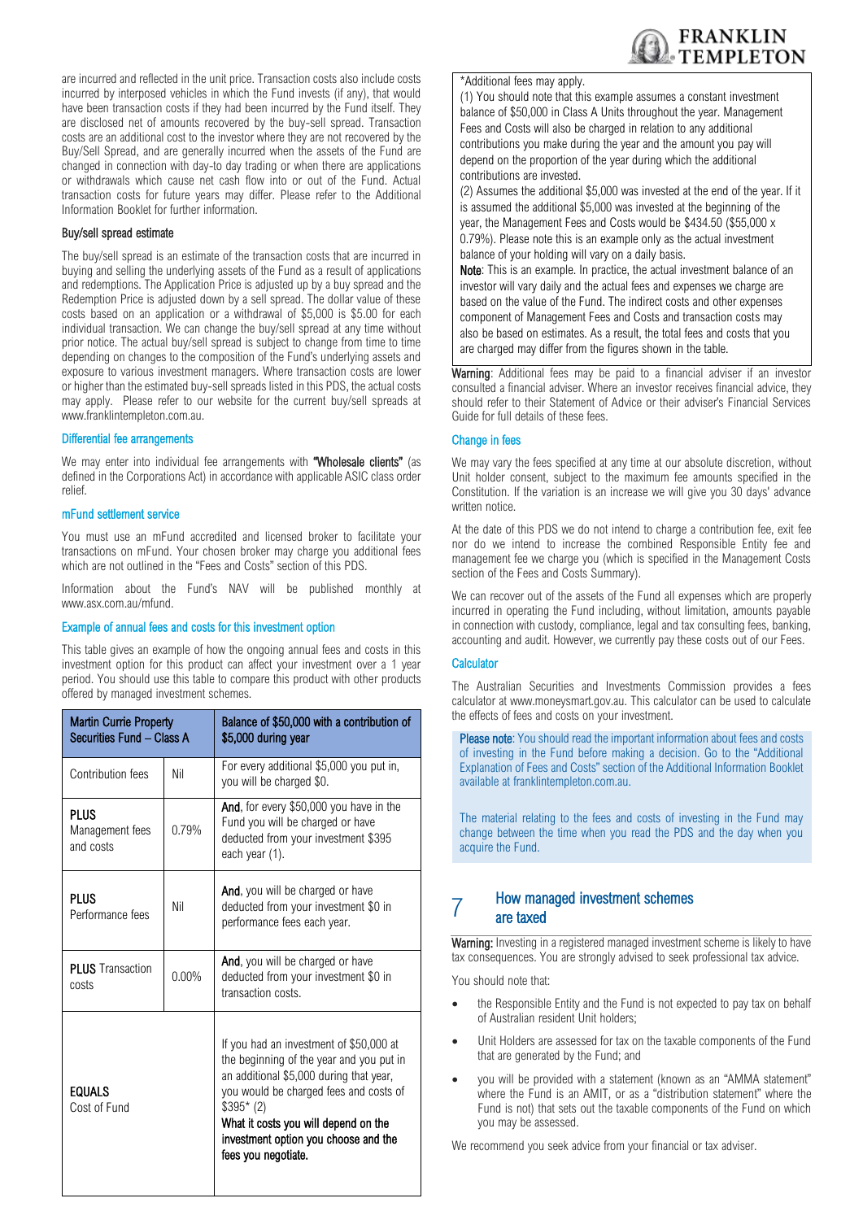are incurred and reflected in the unit price. Transaction costs also include costs incurred by interposed vehicles in which the Fund invests (if any), that would have been transaction costs if they had been incurred by the Fund itself. They are disclosed net of amounts recovered by the buy-sell spread. Transaction costs are an additional cost to the investor where they are not recovered by the Buy/Sell Spread, and are generally incurred when the assets of the Fund are changed in connection with day-to day trading or when there are applications or withdrawals which cause net cash flow into or out of the Fund. Actual transaction costs for future years may differ. Please refer to the Additional Information Booklet for further information.

#### Buy/sell spread estimate

The buy/sell spread is an estimate of the transaction costs that are incurred in buying and selling the underlying assets of the Fund as a result of applications and redemptions. The Application Price is adjusted up by a buy spread and the Redemption Price is adjusted down by a sell spread. The dollar value of these costs based on an application or a withdrawal of $5,000 is $5.00 for each individual transaction. We can change the buy/sell spread at any time without prior notice. The actual buy/sell spread is subject to change from time to time depending on changes to the composition of the Fund's underlying assets and exposure to various investment managers. Where transaction costs are lower or higher than the estimated buy-sell spreads listed in this PDS, the actual costs may apply. Please refer to our website for the current buy/sell spreads at www.franklintempleton.com.au.

### Differential fee arrangements

We may enter into individual fee arrangements with **"Wholesale clients"** (as defined in the Corporations Act) in accordance with applicable ASIC class order relief.

### mFund settlement service

You must use an mFund accredited and licensed broker to facilitate your transactions on mFund. Your chosen broker may charge you additional fees which are not outlined in the "Fees and Costs" section of this PDS.

Information about the Fund's NAV will be published monthly at www.asx.com.au/mfund.

### Example of annual fees and costs for this investment option

This table gives an example of how the ongoing annual fees and costs in this investment option for this product can affect your investment over a 1 year period. You should use this table to compare this product with other products offered by managed investment schemes.

| Martin Currie Property Securities Fund – Class A | | Balance of $50,000 with a contribution of $5,000 during year |
|---|---|---|
| Contribution fees | Nil | For every additional $5,000 you put in, you will be charged $0. |
| **PLUS** Management fees and costs | 0.79% | **And**, for every $50,000 you have in the Fund you will be charged or have deducted from your investment $395 each year (1). |
| **PLUS** Performance fees | Nil | **And**, you will be charged or have deducted from your investment $0 in performance fees each year. |
| **PLUS** Transaction costs | 0.00% | **And**, you will be charged or have deducted from your investment $0 in transaction costs. |
| **EQUALS** Cost of Fund | | If you had an investment of $50,000 at the beginning of the year and you put in an additional $5,000 during that year, you would be charged fees and costs of $395* (2) **What it costs you will depend on the investment option you choose and the fees you negotiate.** |

*Additional fees may apply.

(1) You should note that this example assumes a constant investment balance of $50,000 in Class A Units throughout the year. Management Fees and Costs will also be charged in relation to any additional contributions you make during the year and the amount you pay will depend on the proportion of the year during which the additional contributions are invested.

(2) Assumes the additional $5,000 was invested at the end of the year. If it is assumed the additional $5,000 was invested at the beginning of the year, the Management Fees and Costs would be $434.50 ($55,000 x 0.79%). Please note this is an example only as the actual investment balance of your holding will vary on a daily basis.

**Note**: This is an example. In practice, the actual investment balance of an investor will vary daily and the actual fees and expenses we charge are based on the value of the Fund. The indirect costs and other expenses component of Management Fees and Costs and transaction costs may also be based on estimates. As a result, the total fees and costs that you are charged may differ from the figures shown in the table.

**Warning**: Additional fees may be paid to a financial adviser if an investor consulted a financial adviser. Where an investor receives financial advice, they should refer to their Statement of Advice or their adviser's Financial Services Guide for full details of these fees.

### Change in fees

We may vary the fees specified at any time at our absolute discretion, without Unit holder consent, subject to the maximum fee amounts specified in the Constitution. If the variation is an increase we will give you 30 days' advance written notice.

At the date of this PDS we do not intend to charge a contribution fee, exit fee nor do we intend to increase the combined Responsible Entity fee and management fee we charge you (which is specified in the Management Costs section of the Fees and Costs Summary).

We can recover out of the assets of the Fund all expenses which are properly incurred in operating the Fund including, without limitation, amounts payable in connection with custody, compliance, legal and tax consulting fees, banking, accounting and audit. However, we currently pay these costs out of our Fees.

### Calculator

The Australian Securities and Investments Commission provides a fees calculator at www.moneysmart.gov.au. This calculator can be used to calculate the effects of fees and costs on your investment.

**Please note**: You should read the important information about fees and costs of investing in the Fund before making a decision. Go to the "Additional Explanation of Fees and Costs" section of the Additional Information Booklet available at franklintempleton.com.au.

The material relating to the fees and costs of investing in the Fund may change between the time when you read the PDS and the day when you acquire the Fund.

## 7 How managed investment schemes are taxed

**Warning:** Investing in a registered managed investment scheme is likely to have tax consequences. You are strongly advised to seek professional tax advice.

You should note that:

- the Responsible Entity and the Fund is not expected to pay tax on behalf of Australian resident Unit holders;
- Unit Holders are assessed for tax on the taxable components of the Fund that are generated by the Fund; and
- you will be provided with a statement (known as an "AMMA statement" where the Fund is an AMIT, or as a "distribution statement" where the Fund is not) that sets out the taxable components of the Fund on which you may be assessed.

We recommend you seek advice from your financial or tax adviser.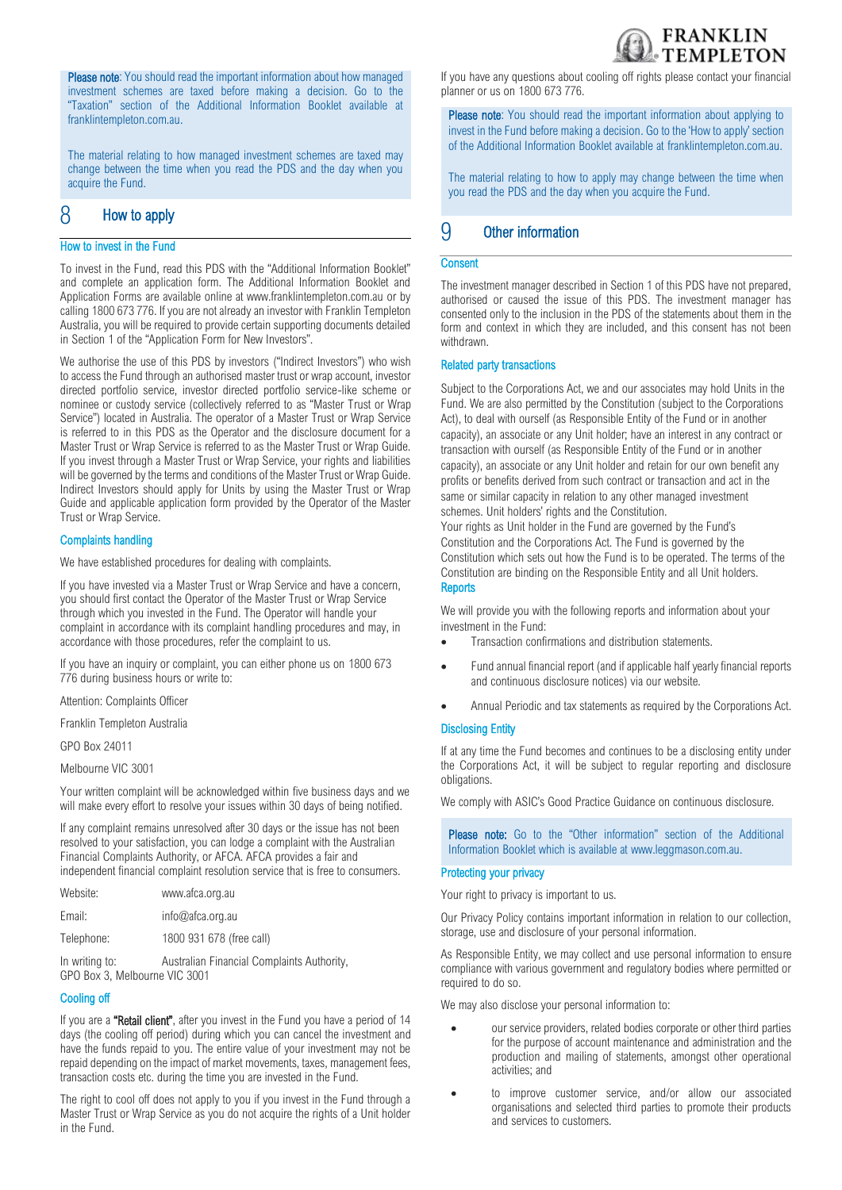**Please note**: You should read the important information about how managed investment schemes are taxed before making a decision. Go to the "Taxation" section of the Additional Information Booklet available at franklintempleton.com.au.

The material relating to how managed investment schemes are taxed may change between the time when you read the PDS and the day when you acquire the Fund.

## 8 How to apply

### How to invest in the Fund

To invest in the Fund, read this PDS with the "Additional Information Booklet" and complete an application form. The Additional Information Booklet and Application Forms are available online at www.franklintempleton.com.au or by calling 1800 673 776. If you are not already an investor with Franklin Templeton Australia, you will be required to provide certain supporting documents detailed in Section 1 of the "Application Form for New Investors".

We authorise the use of this PDS by investors ("Indirect Investors") who wish to access the Fund through an authorised master trust or wrap account, investor directed portfolio service, investor directed portfolio service-like scheme or nominee or custody service (collectively referred to as "Master Trust or Wrap Service") located in Australia. The operator of a Master Trust or Wrap Service is referred to in this PDS as the Operator and the disclosure document for a Master Trust or Wrap Service is referred to as the Master Trust or Wrap Guide. If you invest through a Master Trust or Wrap Service, your rights and liabilities will be governed by the terms and conditions of the Master Trust or Wrap Guide. Indirect Investors should apply for Units by using the Master Trust or Wrap Guide and applicable application form provided by the Operator of the Master Trust or Wrap Service.

### Complaints handling

We have established procedures for dealing with complaints.

If you have invested via a Master Trust or Wrap Service and have a concern, you should first contact the Operator of the Master Trust or Wrap Service through which you invested in the Fund. The Operator will handle your complaint in accordance with its complaint handling procedures and may, in accordance with those procedures, refer the complaint to us.

If you have an inquiry or complaint, you can either phone us on 1800 673 776 during business hours or write to:

Attention: Complaints Officer

Franklin Templeton Australia

GPO Box 24011

Melbourne VIC 3001

Your written complaint will be acknowledged within five business days and we will make every effort to resolve your issues within 30 days of being notified.

If any complaint remains unresolved after 30 days or the issue has not been resolved to your satisfaction, you can lodge a complaint with the Australian Financial Complaints Authority, or AFCA. AFCA provides a fair and independent financial complaint resolution service that is free to consumers.

| | |
|---|---|
| Website: | www.afca.org.au |
| Email: | info@afca.org.au |
| Telephone: | 1800 931 678 (free call) |
| In writing to: | Australian Financial Complaints Authority, GPO Box 3, Melbourne VIC 3001 |

### Cooling off

If you are a **"Retail client"**, after you invest in the Fund you have a period of 14 days (the cooling off period) during which you can cancel the investment and have the funds repaid to you. The entire value of your investment may not be repaid depending on the impact of market movements, taxes, management fees, transaction costs etc. during the time you are invested in the Fund.

The right to cool off does not apply to you if you invest in the Fund through a Master Trust or Wrap Service as you do not acquire the rights of a Unit holder in the Fund.

If you have any questions about cooling off rights please contact your financial planner or us on 1800 673 776.

**Please note**: You should read the important information about applying to invest in the Fund before making a decision. Go to the 'How to apply' section of the Additional Information Booklet available at franklintempleton.com.au.

The material relating to how to apply may change between the time when you read the PDS and the day when you acquire the Fund.

## 9 Other information

### Consent

The investment manager described in Section 1 of this PDS have not prepared, authorised or caused the issue of this PDS. The investment manager has consented only to the inclusion in the PDS of the statements about them in the form and context in which they are included, and this consent has not been withdrawn.

### Related party transactions

Subject to the Corporations Act, we and our associates may hold Units in the Fund. We are also permitted by the Constitution (subject to the Corporations Act), to deal with ourself (as Responsible Entity of the Fund or in another capacity), an associate or any Unit holder; have an interest in any contract or transaction with ourself (as Responsible Entity of the Fund or in another capacity), an associate or any Unit holder and retain for our own benefit any profits or benefits derived from such contract or transaction and act in the same or similar capacity in relation to any other managed investment schemes. Unit holders' rights and the Constitution.

Your rights as Unit holder in the Fund are governed by the Fund's Constitution and the Corporations Act. The Fund is governed by the Constitution which sets out how the Fund is to be operated. The terms of the Constitution are binding on the Responsible Entity and all Unit holders.

### Reports

We will provide you with the following reports and information about your investment in the Fund:

- Transaction confirmations and distribution statements.
- Fund annual financial report (and if applicable half yearly financial reports and continuous disclosure notices) via our website.
- Annual Periodic and tax statements as required by the Corporations Act.

### Disclosing Entity

If at any time the Fund becomes and continues to be a disclosing entity under the Corporations Act, it will be subject to regular reporting and disclosure obligations.

We comply with ASIC's Good Practice Guidance on continuous disclosure.

**Please note:** Go to the "Other information" section of the Additional Information Booklet which is available at www.leggmason.com.au.

### Protecting your privacy

Your right to privacy is important to us.

Our Privacy Policy contains important information in relation to our collection, storage, use and disclosure of your personal information.

As Responsible Entity, we may collect and use personal information to ensure compliance with various government and regulatory bodies where permitted or required to do so.

We may also disclose your personal information to:

- our service providers, related bodies corporate or other third parties for the purpose of account maintenance and administration and the production and mailing of statements, amongst other operational activities; and
- to improve customer service, and/or allow our associated organisations and selected third parties to promote their products and services to customers.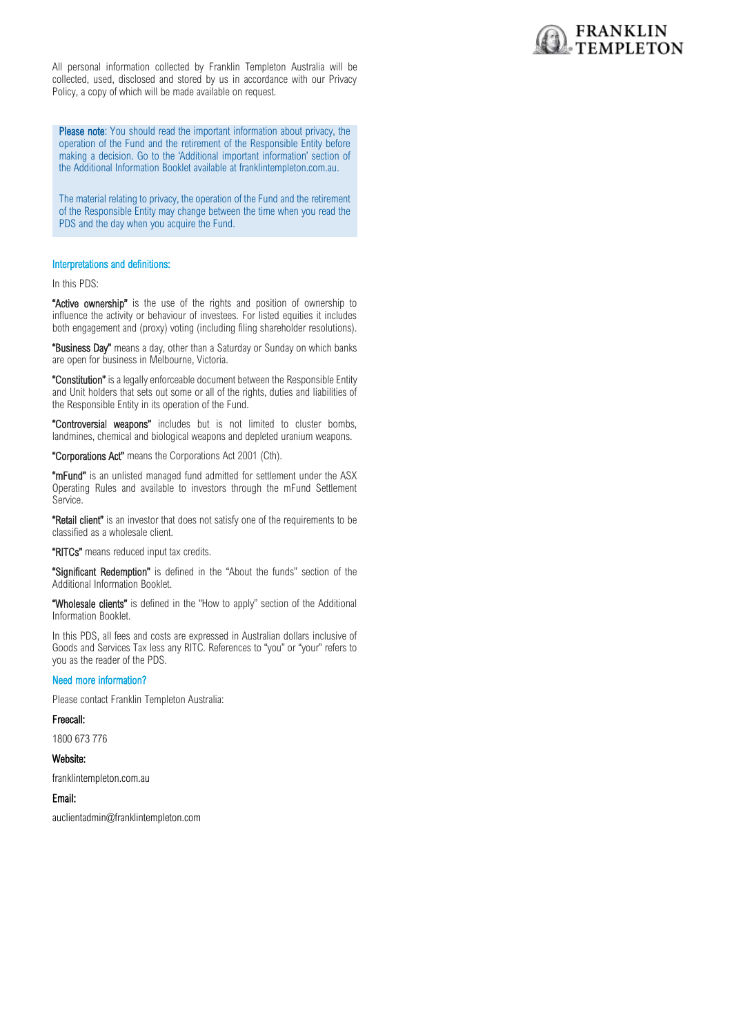All personal information collected by Franklin Templeton Australia will be collected, used, disclosed and stored by us in accordance with our Privacy Policy, a copy of which will be made available on request.

> **Please note**: You should read the important information about privacy, the operation of the Fund and the retirement of the Responsible Entity before making a decision. Go to the 'Additional important information' section of the Additional Information Booklet available at franklintempleton.com.au.
>
> The material relating to privacy, the operation of the Fund and the retirement of the Responsible Entity may change between the time when you read the PDS and the day when you acquire the Fund.

### Interpretations and definitions:

In this PDS:

**"Active ownership"** is the use of the rights and position of ownership to influence the activity or behaviour of investees. For listed equities it includes both engagement and (proxy) voting (including filing shareholder resolutions).

**"Business Day"** means a day, other than a Saturday or Sunday on which banks are open for business in Melbourne, Victoria.

**"Constitution"** is a legally enforceable document between the Responsible Entity and Unit holders that sets out some or all of the rights, duties and liabilities of the Responsible Entity in its operation of the Fund.

**"Controversial weapons"** includes but is not limited to cluster bombs, landmines, chemical and biological weapons and depleted uranium weapons.

**"Corporations Act"** means the Corporations Act 2001 (Cth).

**"mFund"** is an unlisted managed fund admitted for settlement under the ASX Operating Rules and available to investors through the mFund Settlement Service.

**"Retail client"** is an investor that does not satisfy one of the requirements to be classified as a wholesale client.

**"RITCs"** means reduced input tax credits.

**"Significant Redemption"** is defined in the "About the funds" section of the Additional Information Booklet.

**"Wholesale clients"** is defined in the "How to apply" section of the Additional Information Booklet.

In this PDS, all fees and costs are expressed in Australian dollars inclusive of Goods and Services Tax less any RITC. References to "you" or "your" refers to you as the reader of the PDS.

### Need more information?

Please contact Franklin Templeton Australia:

**Freecall:**

1800 673 776

**Website:**

franklintempleton.com.au

**Email:**

auclientadmin@franklintempleton.com